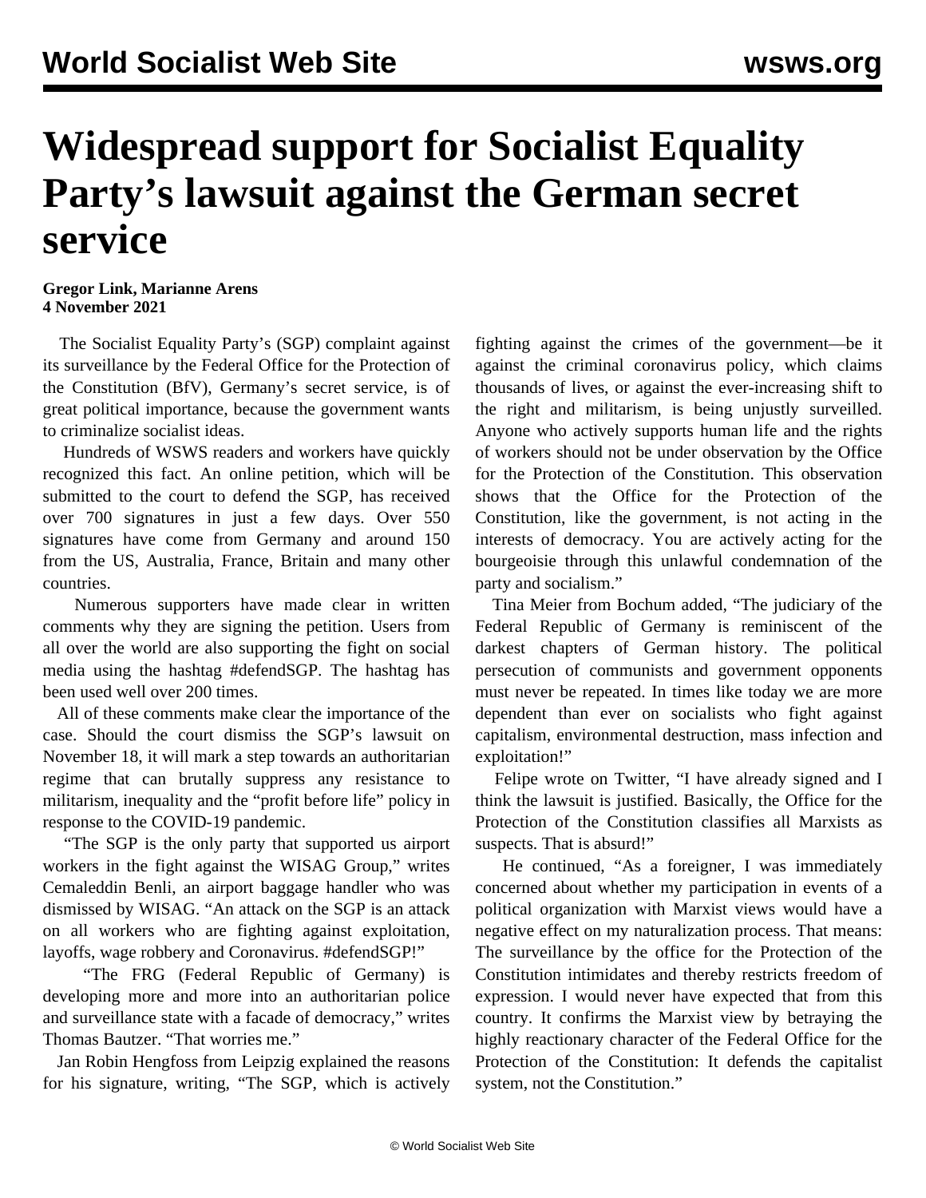# Widespread support for Socialist Equality Party's lawsuit against the German secret service

**Gregor Link, Marianne Arens**
**4 November 2021**

The Socialist Equality Party's (SGP) complaint against its surveillance by the Federal Office for the Protection of the Constitution (BfV), Germany's secret service, is of great political importance, because the government wants to criminalize socialist ideas.

Hundreds of WSWS readers and workers have quickly recognized this fact. An online petition, which will be submitted to the court to defend the SGP, has received over 700 signatures in just a few days. Over 550 signatures have come from Germany and around 150 from the US, Australia, France, Britain and many other countries.

Numerous supporters have made clear in written comments why they are signing the petition. Users from all over the world are also supporting the fight on social media using the hashtag #defendSGP. The hashtag has been used well over 200 times.

All of these comments make clear the importance of the case. Should the court dismiss the SGP's lawsuit on November 18, it will mark a step towards an authoritarian regime that can brutally suppress any resistance to militarism, inequality and the "profit before life" policy in response to the COVID-19 pandemic.

"The SGP is the only party that supported us airport workers in the fight against the WISAG Group," writes Cemaleddin Benli, an airport baggage handler who was dismissed by WISAG. "An attack on the SGP is an attack on all workers who are fighting against exploitation, layoffs, wage robbery and Coronavirus. #defendSGP!"

"The FRG (Federal Republic of Germany) is developing more and more into an authoritarian police and surveillance state with a facade of democracy," writes Thomas Bautzer. "That worries me."

Jan Robin Hengfoss from Leipzig explained the reasons for his signature, writing, "The SGP, which is actively fighting against the crimes of the government—be it against the criminal coronavirus policy, which claims thousands of lives, or against the ever-increasing shift to the right and militarism, is being unjustly surveilled. Anyone who actively supports human life and the rights of workers should not be under observation by the Office for the Protection of the Constitution. This observation shows that the Office for the Protection of the Constitution, like the government, is not acting in the interests of democracy. You are actively acting for the bourgeoisie through this unlawful condemnation of the party and socialism."

Tina Meier from Bochum added, "The judiciary of the Federal Republic of Germany is reminiscent of the darkest chapters of German history. The political persecution of communists and government opponents must never be repeated. In times like today we are more dependent than ever on socialists who fight against capitalism, environmental destruction, mass infection and exploitation!"

Felipe wrote on Twitter, "I have already signed and I think the lawsuit is justified. Basically, the Office for the Protection of the Constitution classifies all Marxists as suspects. That is absurd!"

He continued, "As a foreigner, I was immediately concerned about whether my participation in events of a political organization with Marxist views would have a negative effect on my naturalization process. That means: The surveillance by the office for the Protection of the Constitution intimidates and thereby restricts freedom of expression. I would never have expected that from this country. It confirms the Marxist view by betraying the highly reactionary character of the Federal Office for the Protection of the Constitution: It defends the capitalist system, not the Constitution."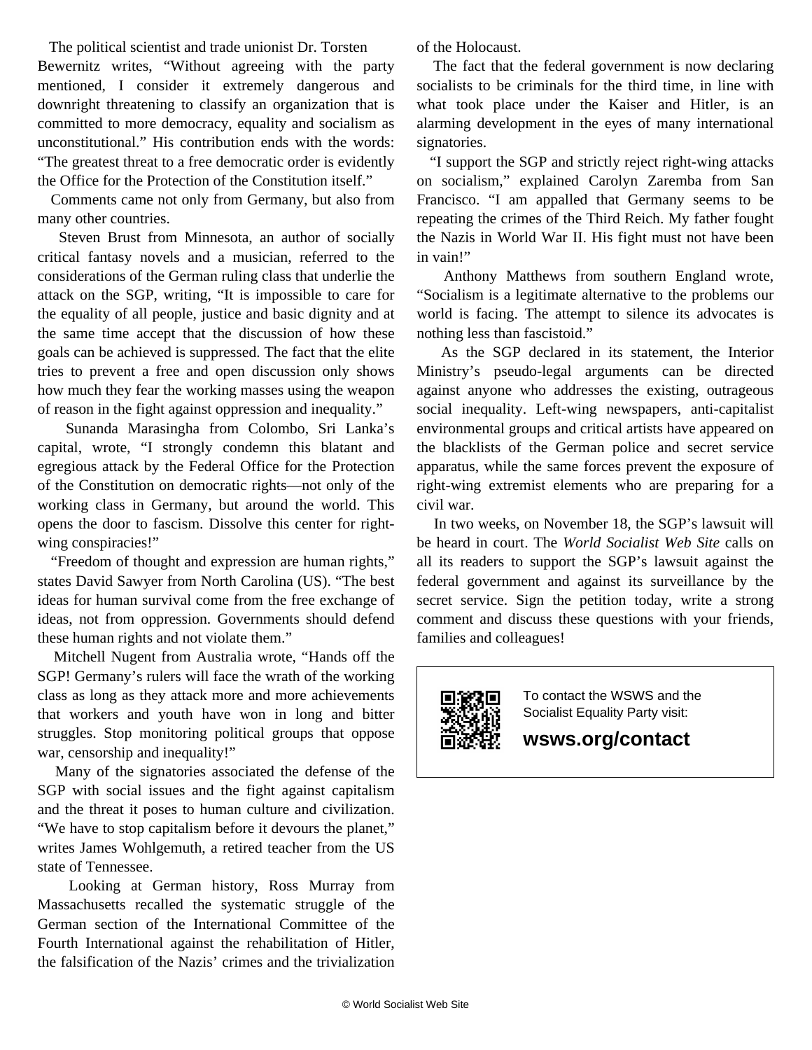The political scientist and trade unionist Dr. Torsten Bewernitz writes, "Without agreeing with the party mentioned, I consider it extremely dangerous and downright threatening to classify an organization that is committed to more democracy, equality and socialism as unconstitutional." His contribution ends with the words: "The greatest threat to a free democratic order is evidently the Office for the Protection of the Constitution itself."

Comments came not only from Germany, but also from many other countries.

Steven Brust from Minnesota, an author of socially critical fantasy novels and a musician, referred to the considerations of the German ruling class that underlie the attack on the SGP, writing, "It is impossible to care for the equality of all people, justice and basic dignity and at the same time accept that the discussion of how these goals can be achieved is suppressed. The fact that the elite tries to prevent a free and open discussion only shows how much they fear the working masses using the weapon of reason in the fight against oppression and inequality."

Sunanda Marasingha from Colombo, Sri Lanka's capital, wrote, "I strongly condemn this blatant and egregious attack by the Federal Office for the Protection of the Constitution on democratic rights—not only of the working class in Germany, but around the world. This opens the door to fascism. Dissolve this center for right-wing conspiracies!"

"Freedom of thought and expression are human rights," states David Sawyer from North Carolina (US). "The best ideas for human survival come from the free exchange of ideas, not from oppression. Governments should defend these human rights and not violate them."

Mitchell Nugent from Australia wrote, "Hands off the SGP! Germany's rulers will face the wrath of the working class as long as they attack more and more achievements that workers and youth have won in long and bitter struggles. Stop monitoring political groups that oppose war, censorship and inequality!"

Many of the signatories associated the defense of the SGP with social issues and the fight against capitalism and the threat it poses to human culture and civilization. "We have to stop capitalism before it devours the planet," writes James Wohlgemuth, a retired teacher from the US state of Tennessee.

Looking at German history, Ross Murray from Massachusetts recalled the systematic struggle of the German section of the International Committee of the Fourth International against the rehabilitation of Hitler, the falsification of the Nazis' crimes and the trivialization of the Holocaust.

The fact that the federal government is now declaring socialists to be criminals for the third time, in line with what took place under the Kaiser and Hitler, is an alarming development in the eyes of many international signatories.

"I support the SGP and strictly reject right-wing attacks on socialism," explained Carolyn Zaremba from San Francisco. "I am appalled that Germany seems to be repeating the crimes of the Third Reich. My father fought the Nazis in World War II. His fight must not have been in vain!"

Anthony Matthews from southern England wrote, "Socialism is a legitimate alternative to the problems our world is facing. The attempt to silence its advocates is nothing less than fascistoid."

As the SGP declared in its statement, the Interior Ministry's pseudo-legal arguments can be directed against anyone who addresses the existing, outrageous social inequality. Left-wing newspapers, anti-capitalist environmental groups and critical artists have appeared on the blacklists of the German police and secret service apparatus, while the same forces prevent the exposure of right-wing extremist elements who are preparing for a civil war.

In two weeks, on November 18, the SGP's lawsuit will be heard in court. The *World Socialist Web Site* calls on all its readers to support the SGP's lawsuit against the federal government and against its surveillance by the secret service. Sign the petition today, write a strong comment and discuss these questions with your friends, families and colleagues!

To contact the WSWS and the Socialist Equality Party visit:

**wsws.org/contact**